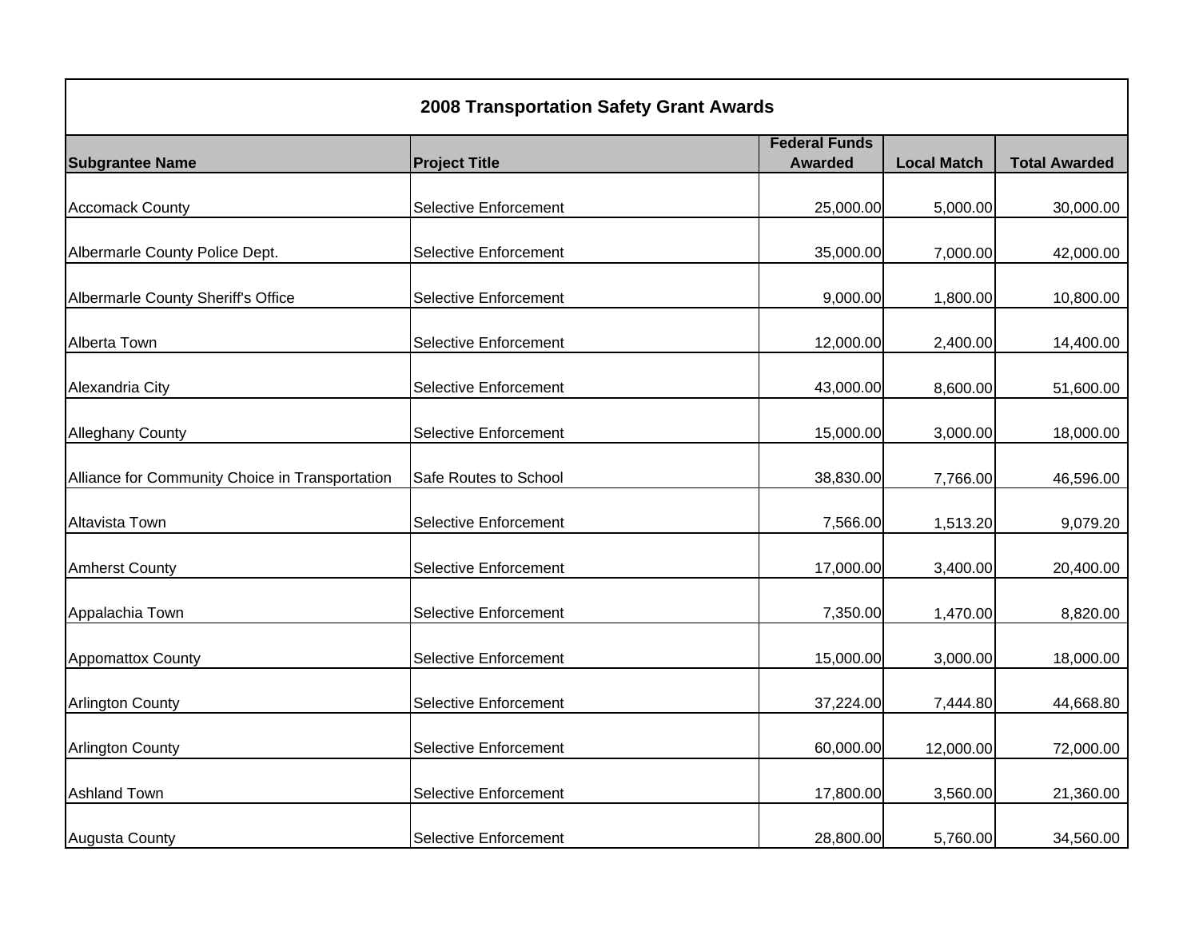## 2008 Transportation Safety Grant Awards

| Subgrantee Name | Project Title | Federal Funds Awarded | Local Match | Total Awarded |
|---|---|---|---|---|
| Accomack County | Selective Enforcement | 25,000.00 | 5,000.00 | 30,000.00 |
| Albermarle County Police Dept. | Selective Enforcement | 35,000.00 | 7,000.00 | 42,000.00 |
| Albermarle County Sheriff's Office | Selective Enforcement | 9,000.00 | 1,800.00 | 10,800.00 |
| Alberta Town | Selective Enforcement | 12,000.00 | 2,400.00 | 14,400.00 |
| Alexandria City | Selective Enforcement | 43,000.00 | 8,600.00 | 51,600.00 |
| Alleghany County | Selective Enforcement | 15,000.00 | 3,000.00 | 18,000.00 |
| Alliance for Community Choice in Transportation | Safe Routes to School | 38,830.00 | 7,766.00 | 46,596.00 |
| Altavista Town | Selective Enforcement | 7,566.00 | 1,513.20 | 9,079.20 |
| Amherst County | Selective Enforcement | 17,000.00 | 3,400.00 | 20,400.00 |
| Appalachia Town | Selective Enforcement | 7,350.00 | 1,470.00 | 8,820.00 |
| Appomattox County | Selective Enforcement | 15,000.00 | 3,000.00 | 18,000.00 |
| Arlington County | Selective Enforcement | 37,224.00 | 7,444.80 | 44,668.80 |
| Arlington County | Selective Enforcement | 60,000.00 | 12,000.00 | 72,000.00 |
| Ashland Town | Selective Enforcement | 17,800.00 | 3,560.00 | 21,360.00 |
| Augusta County | Selective Enforcement | 28,800.00 | 5,760.00 | 34,560.00 |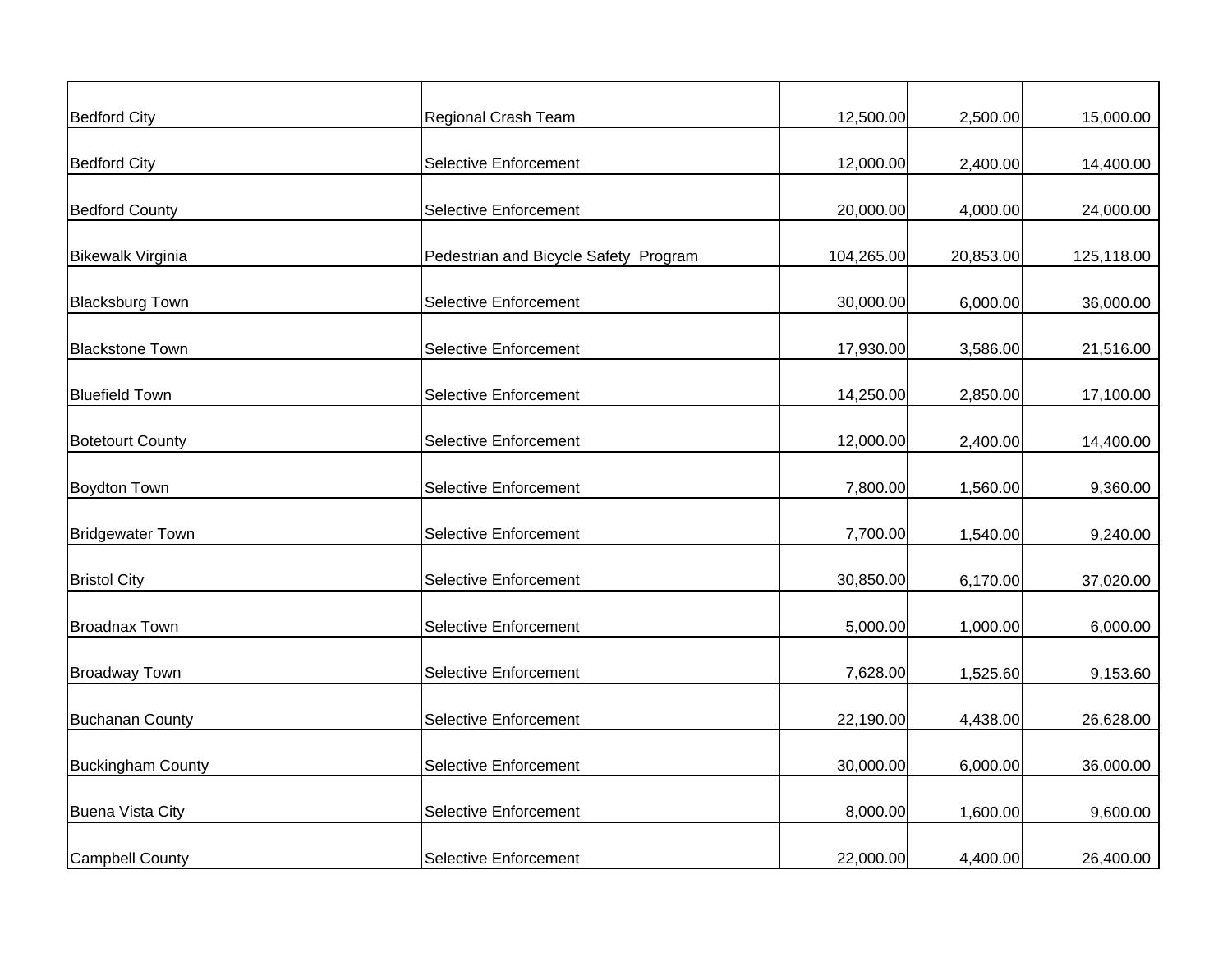| | | | | |
|---|---|---|---|---|
| Bedford City | Regional Crash Team | 12,500.00 | 2,500.00 | 15,000.00 |
| Bedford City | Selective Enforcement | 12,000.00 | 2,400.00 | 14,400.00 |
| Bedford County | Selective Enforcement | 20,000.00 | 4,000.00 | 24,000.00 |
| Bikewalk Virginia | Pedestrian and Bicycle Safety Program | 104,265.00 | 20,853.00 | 125,118.00 |
| Blacksburg Town | Selective Enforcement | 30,000.00 | 6,000.00 | 36,000.00 |
| Blackstone Town | Selective Enforcement | 17,930.00 | 3,586.00 | 21,516.00 |
| Bluefield Town | Selective Enforcement | 14,250.00 | 2,850.00 | 17,100.00 |
| Botetourt County | Selective Enforcement | 12,000.00 | 2,400.00 | 14,400.00 |
| Boydton Town | Selective Enforcement | 7,800.00 | 1,560.00 | 9,360.00 |
| Bridgewater Town | Selective Enforcement | 7,700.00 | 1,540.00 | 9,240.00 |
| Bristol City | Selective Enforcement | 30,850.00 | 6,170.00 | 37,020.00 |
| Broadnax Town | Selective Enforcement | 5,000.00 | 1,000.00 | 6,000.00 |
| Broadway Town | Selective Enforcement | 7,628.00 | 1,525.60 | 9,153.60 |
| Buchanan County | Selective Enforcement | 22,190.00 | 4,438.00 | 26,628.00 |
| Buckingham County | Selective Enforcement | 30,000.00 | 6,000.00 | 36,000.00 |
| Buena Vista City | Selective Enforcement | 8,000.00 | 1,600.00 | 9,600.00 |
| Campbell County | Selective Enforcement | 22,000.00 | 4,400.00 | 26,400.00 |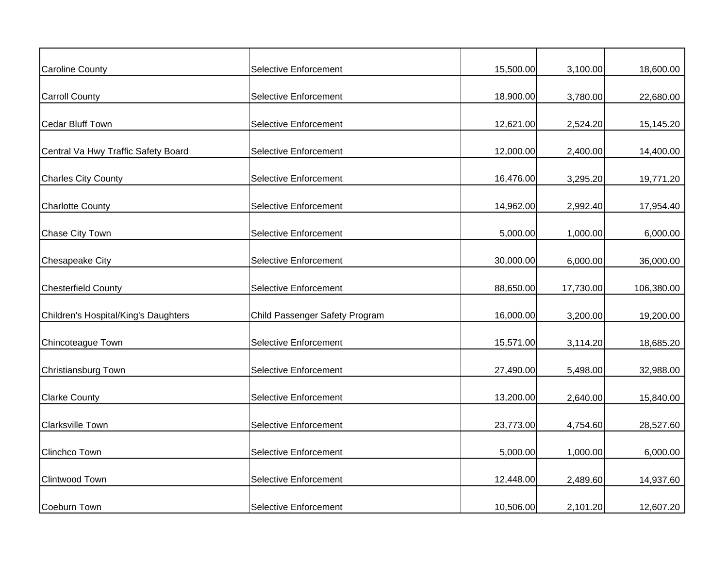| | | | | |
|---|---|---|---|---|
| Caroline County | Selective Enforcement | 15,500.00 | 3,100.00 | 18,600.00 |
| Carroll County | Selective Enforcement | 18,900.00 | 3,780.00 | 22,680.00 |
| Cedar Bluff Town | Selective Enforcement | 12,621.00 | 2,524.20 | 15,145.20 |
| Central Va Hwy Traffic Safety Board | Selective Enforcement | 12,000.00 | 2,400.00 | 14,400.00 |
| Charles City County | Selective Enforcement | 16,476.00 | 3,295.20 | 19,771.20 |
| Charlotte County | Selective Enforcement | 14,962.00 | 2,992.40 | 17,954.40 |
| Chase City Town | Selective Enforcement | 5,000.00 | 1,000.00 | 6,000.00 |
| Chesapeake City | Selective Enforcement | 30,000.00 | 6,000.00 | 36,000.00 |
| Chesterfield County | Selective Enforcement | 88,650.00 | 17,730.00 | 106,380.00 |
| Children's Hospital/King's Daughters | Child Passenger Safety Program | 16,000.00 | 3,200.00 | 19,200.00 |
| Chincoteague Town | Selective Enforcement | 15,571.00 | 3,114.20 | 18,685.20 |
| Christiansburg Town | Selective Enforcement | 27,490.00 | 5,498.00 | 32,988.00 |
| Clarke County | Selective Enforcement | 13,200.00 | 2,640.00 | 15,840.00 |
| Clarksville Town | Selective Enforcement | 23,773.00 | 4,754.60 | 28,527.60 |
| Clinchco Town | Selective Enforcement | 5,000.00 | 1,000.00 | 6,000.00 |
| Clintwood Town | Selective Enforcement | 12,448.00 | 2,489.60 | 14,937.60 |
| Coeburn Town | Selective Enforcement | 10,506.00 | 2,101.20 | 12,607.20 |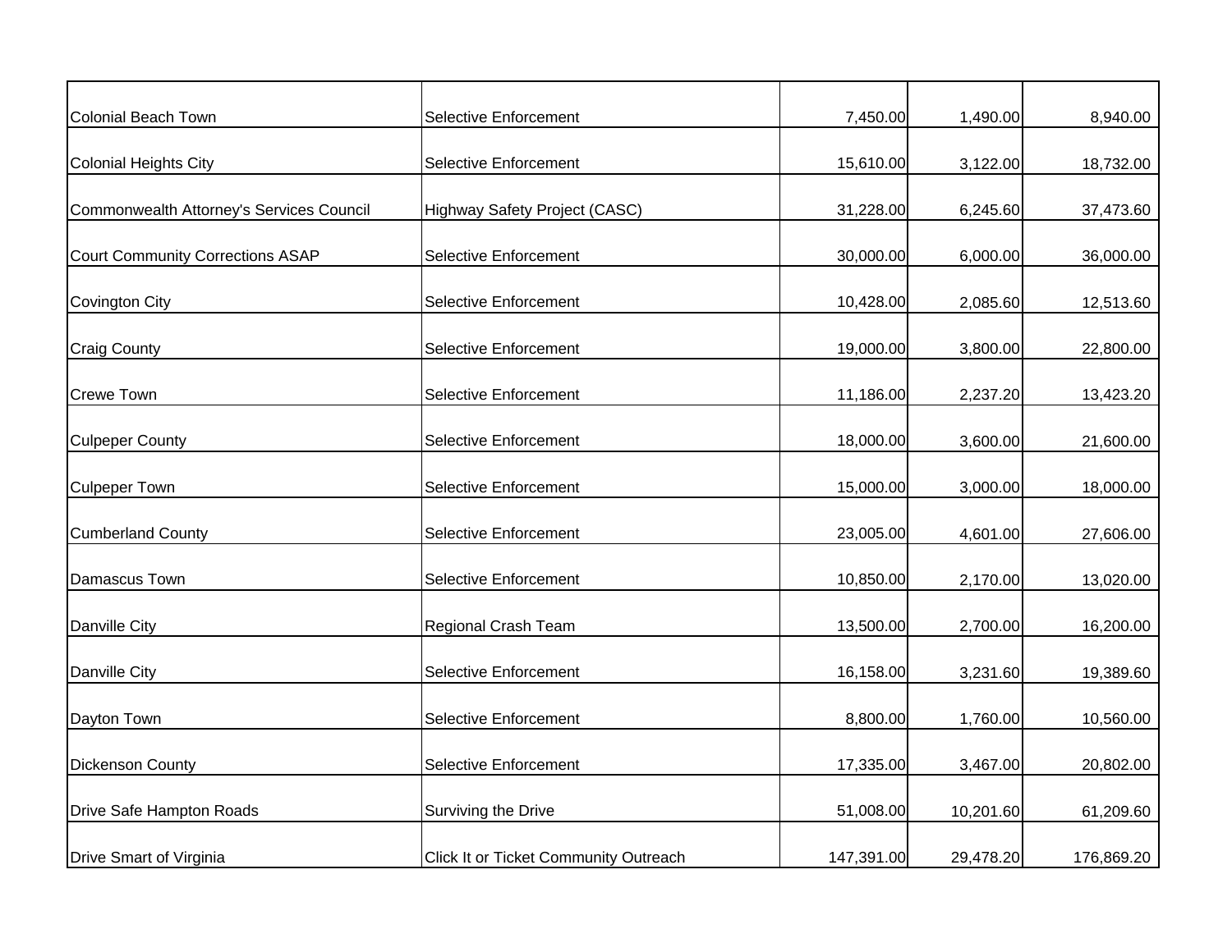| | | | | |
|---|---|---|---|---|
| Colonial Beach Town | Selective Enforcement | 7,450.00 | 1,490.00 | 8,940.00 |
| Colonial Heights City | Selective Enforcement | 15,610.00 | 3,122.00 | 18,732.00 |
| Commonwealth Attorney's Services Council | Highway Safety Project (CASC) | 31,228.00 | 6,245.60 | 37,473.60 |
| Court Community Corrections ASAP | Selective Enforcement | 30,000.00 | 6,000.00 | 36,000.00 |
| Covington City | Selective Enforcement | 10,428.00 | 2,085.60 | 12,513.60 |
| Craig County | Selective Enforcement | 19,000.00 | 3,800.00 | 22,800.00 |
| Crewe Town | Selective Enforcement | 11,186.00 | 2,237.20 | 13,423.20 |
| Culpeper County | Selective Enforcement | 18,000.00 | 3,600.00 | 21,600.00 |
| Culpeper Town | Selective Enforcement | 15,000.00 | 3,000.00 | 18,000.00 |
| Cumberland County | Selective Enforcement | 23,005.00 | 4,601.00 | 27,606.00 |
| Damascus Town | Selective Enforcement | 10,850.00 | 2,170.00 | 13,020.00 |
| Danville City | Regional Crash Team | 13,500.00 | 2,700.00 | 16,200.00 |
| Danville City | Selective Enforcement | 16,158.00 | 3,231.60 | 19,389.60 |
| Dayton Town | Selective Enforcement | 8,800.00 | 1,760.00 | 10,560.00 |
| Dickenson County | Selective Enforcement | 17,335.00 | 3,467.00 | 20,802.00 |
| Drive Safe Hampton Roads | Surviving the Drive | 51,008.00 | 10,201.60 | 61,209.60 |
| Drive Smart of Virginia | Click It or Ticket Community Outreach | 147,391.00 | 29,478.20 | 176,869.20 |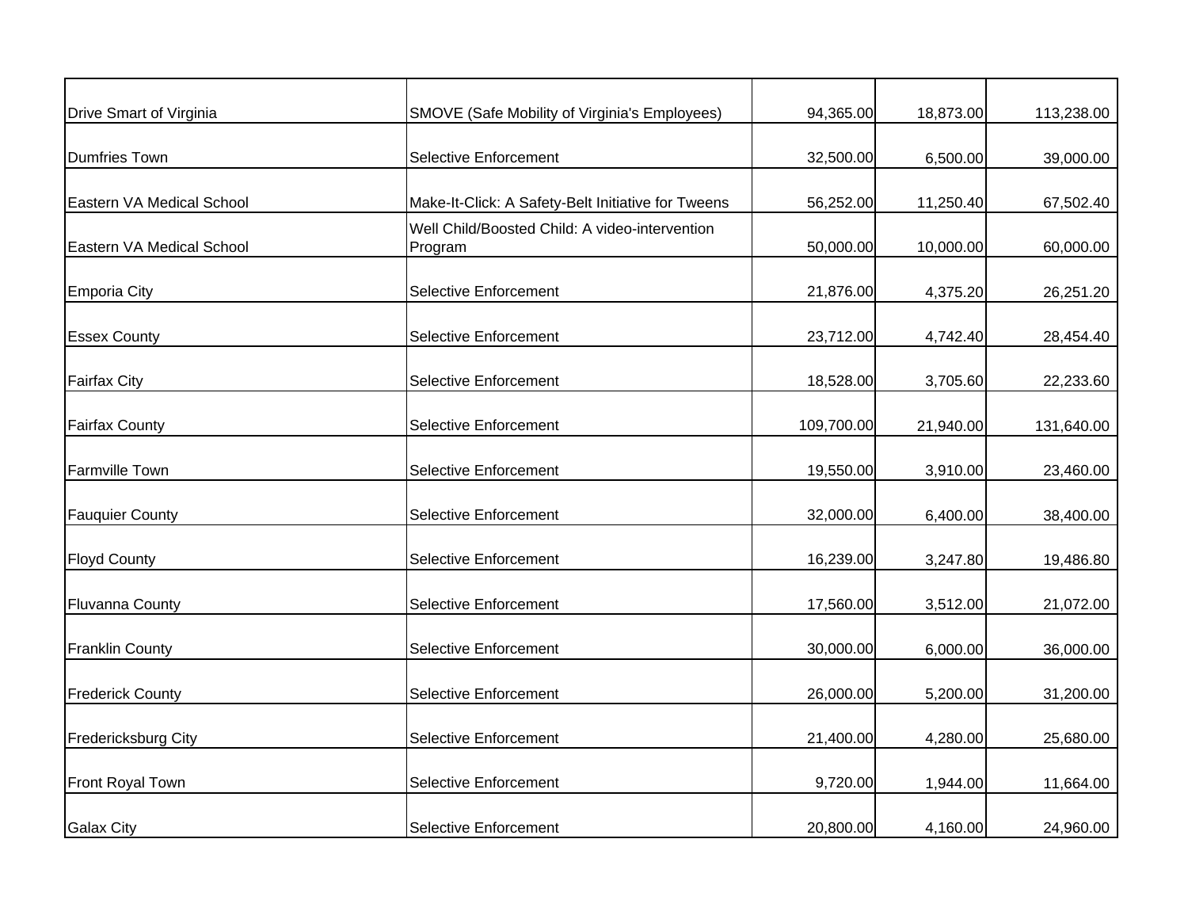| | | | | |
|---|---|---|---|---|
| Drive Smart of Virginia | SMOVE (Safe Mobility of Virginia's Employees) | 94,365.00 | 18,873.00 | 113,238.00 |
| Dumfries Town | Selective Enforcement | 32,500.00 | 6,500.00 | 39,000.00 |
| Eastern VA Medical School | Make-It-Click: A Safety-Belt Initiative for Tweens | 56,252.00 | 11,250.40 | 67,502.40 |
| Eastern VA Medical School | Well Child/Boosted Child: A video-intervention Program | 50,000.00 | 10,000.00 | 60,000.00 |
| Emporia City | Selective Enforcement | 21,876.00 | 4,375.20 | 26,251.20 |
| Essex County | Selective Enforcement | 23,712.00 | 4,742.40 | 28,454.40 |
| Fairfax City | Selective Enforcement | 18,528.00 | 3,705.60 | 22,233.60 |
| Fairfax County | Selective Enforcement | 109,700.00 | 21,940.00 | 131,640.00 |
| Farmville Town | Selective Enforcement | 19,550.00 | 3,910.00 | 23,460.00 |
| Fauquier County | Selective Enforcement | 32,000.00 | 6,400.00 | 38,400.00 |
| Floyd County | Selective Enforcement | 16,239.00 | 3,247.80 | 19,486.80 |
| Fluvanna County | Selective Enforcement | 17,560.00 | 3,512.00 | 21,072.00 |
| Franklin County | Selective Enforcement | 30,000.00 | 6,000.00 | 36,000.00 |
| Frederick County | Selective Enforcement | 26,000.00 | 5,200.00 | 31,200.00 |
| Fredericksburg City | Selective Enforcement | 21,400.00 | 4,280.00 | 25,680.00 |
| Front Royal Town | Selective Enforcement | 9,720.00 | 1,944.00 | 11,664.00 |
| Galax City | Selective Enforcement | 20,800.00 | 4,160.00 | 24,960.00 |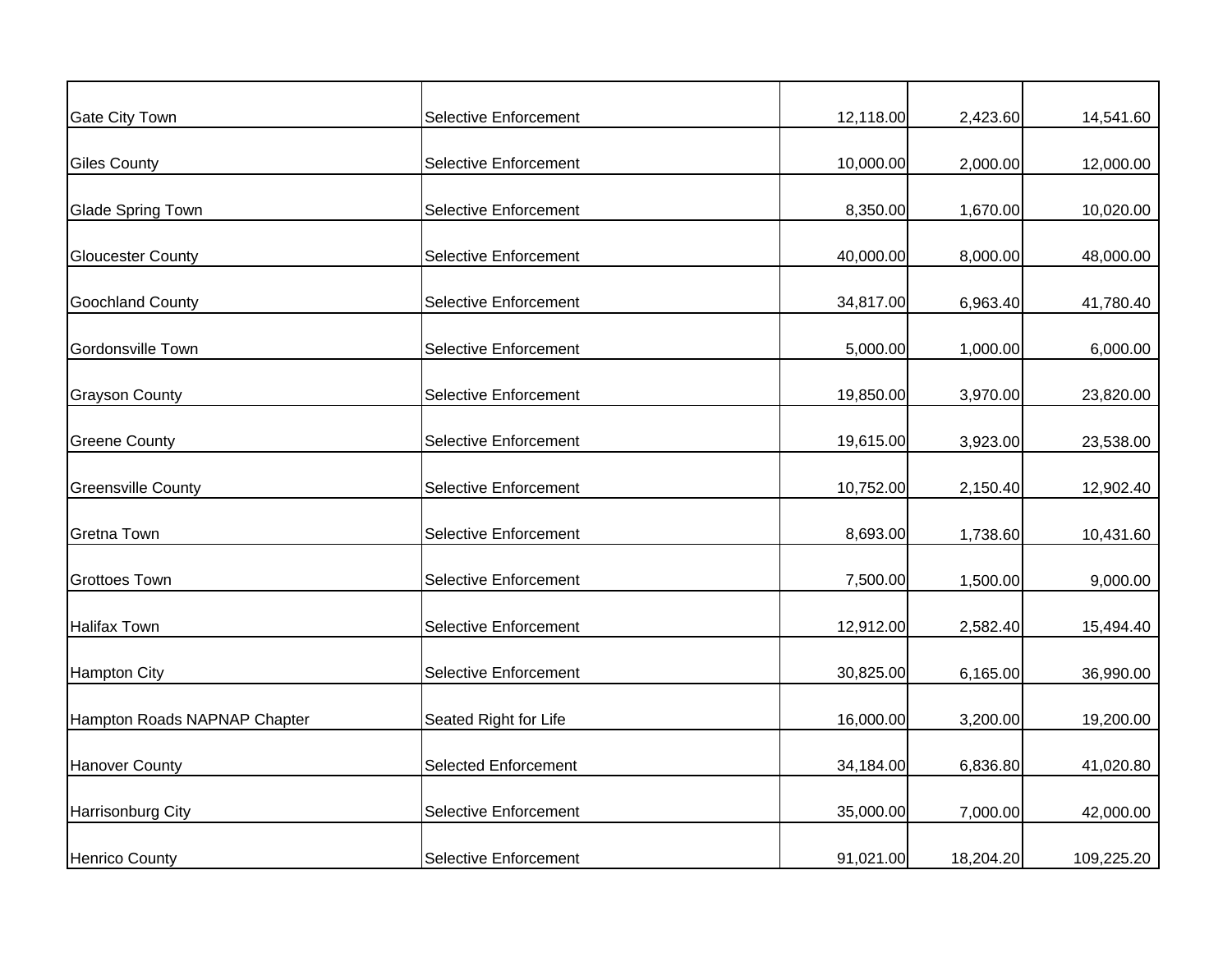| | | | | |
|---|---|---|---|---|
| Gate City Town | Selective Enforcement | 12,118.00 | 2,423.60 | 14,541.60 |
| Giles County | Selective Enforcement | 10,000.00 | 2,000.00 | 12,000.00 |
| Glade Spring Town | Selective Enforcement | 8,350.00 | 1,670.00 | 10,020.00 |
| Gloucester County | Selective Enforcement | 40,000.00 | 8,000.00 | 48,000.00 |
| Goochland County | Selective Enforcement | 34,817.00 | 6,963.40 | 41,780.40 |
| Gordonsville Town | Selective Enforcement | 5,000.00 | 1,000.00 | 6,000.00 |
| Grayson County | Selective Enforcement | 19,850.00 | 3,970.00 | 23,820.00 |
| Greene County | Selective Enforcement | 19,615.00 | 3,923.00 | 23,538.00 |
| Greensville County | Selective Enforcement | 10,752.00 | 2,150.40 | 12,902.40 |
| Gretna Town | Selective Enforcement | 8,693.00 | 1,738.60 | 10,431.60 |
| Grottoes Town | Selective Enforcement | 7,500.00 | 1,500.00 | 9,000.00 |
| Halifax Town | Selective Enforcement | 12,912.00 | 2,582.40 | 15,494.40 |
| Hampton City | Selective Enforcement | 30,825.00 | 6,165.00 | 36,990.00 |
| Hampton Roads NAPNAP Chapter | Seated Right for Life | 16,000.00 | 3,200.00 | 19,200.00 |
| Hanover County | Selected Enforcement | 34,184.00 | 6,836.80 | 41,020.80 |
| Harrisonburg City | Selective Enforcement | 35,000.00 | 7,000.00 | 42,000.00 |
| Henrico County | Selective Enforcement | 91,021.00 | 18,204.20 | 109,225.20 |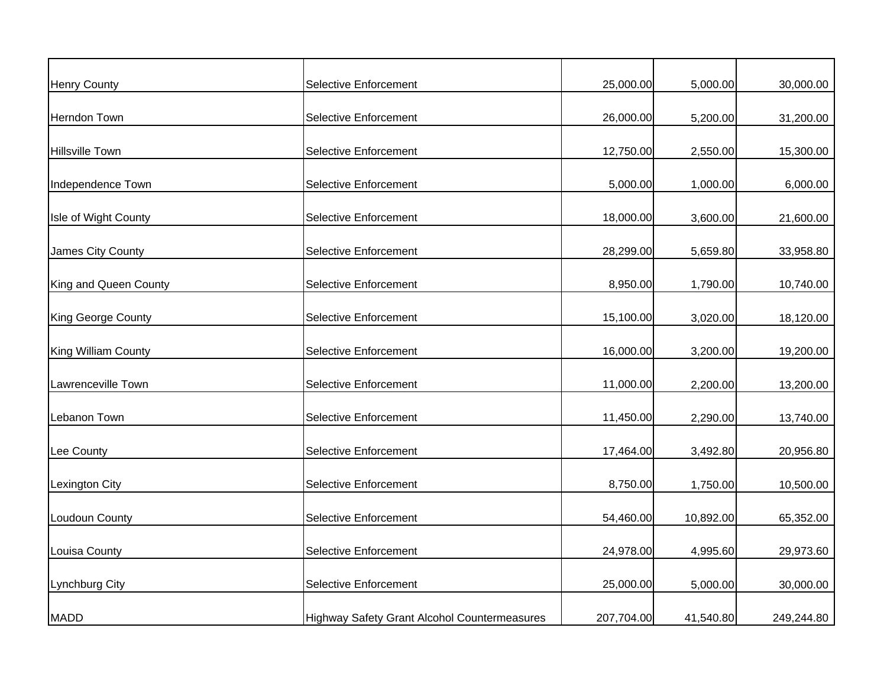| | | | | |
|---|---|---|---|---|
| Henry County | Selective Enforcement | 25,000.00 | 5,000.00 | 30,000.00 |
| Herndon Town | Selective Enforcement | 26,000.00 | 5,200.00 | 31,200.00 |
| Hillsville Town | Selective Enforcement | 12,750.00 | 2,550.00 | 15,300.00 |
| Independence Town | Selective Enforcement | 5,000.00 | 1,000.00 | 6,000.00 |
| Isle of Wight County | Selective Enforcement | 18,000.00 | 3,600.00 | 21,600.00 |
| James City County | Selective Enforcement | 28,299.00 | 5,659.80 | 33,958.80 |
| King and Queen County | Selective Enforcement | 8,950.00 | 1,790.00 | 10,740.00 |
| King George County | Selective Enforcement | 15,100.00 | 3,020.00 | 18,120.00 |
| King William County | Selective Enforcement | 16,000.00 | 3,200.00 | 19,200.00 |
| Lawrenceville Town | Selective Enforcement | 11,000.00 | 2,200.00 | 13,200.00 |
| Lebanon Town | Selective Enforcement | 11,450.00 | 2,290.00 | 13,740.00 |
| Lee County | Selective Enforcement | 17,464.00 | 3,492.80 | 20,956.80 |
| Lexington City | Selective Enforcement | 8,750.00 | 1,750.00 | 10,500.00 |
| Loudoun County | Selective Enforcement | 54,460.00 | 10,892.00 | 65,352.00 |
| Louisa County | Selective Enforcement | 24,978.00 | 4,995.60 | 29,973.60 |
| Lynchburg City | Selective Enforcement | 25,000.00 | 5,000.00 | 30,000.00 |
| MADD | Highway Safety Grant Alcohol Countermeasures | 207,704.00 | 41,540.80 | 249,244.80 |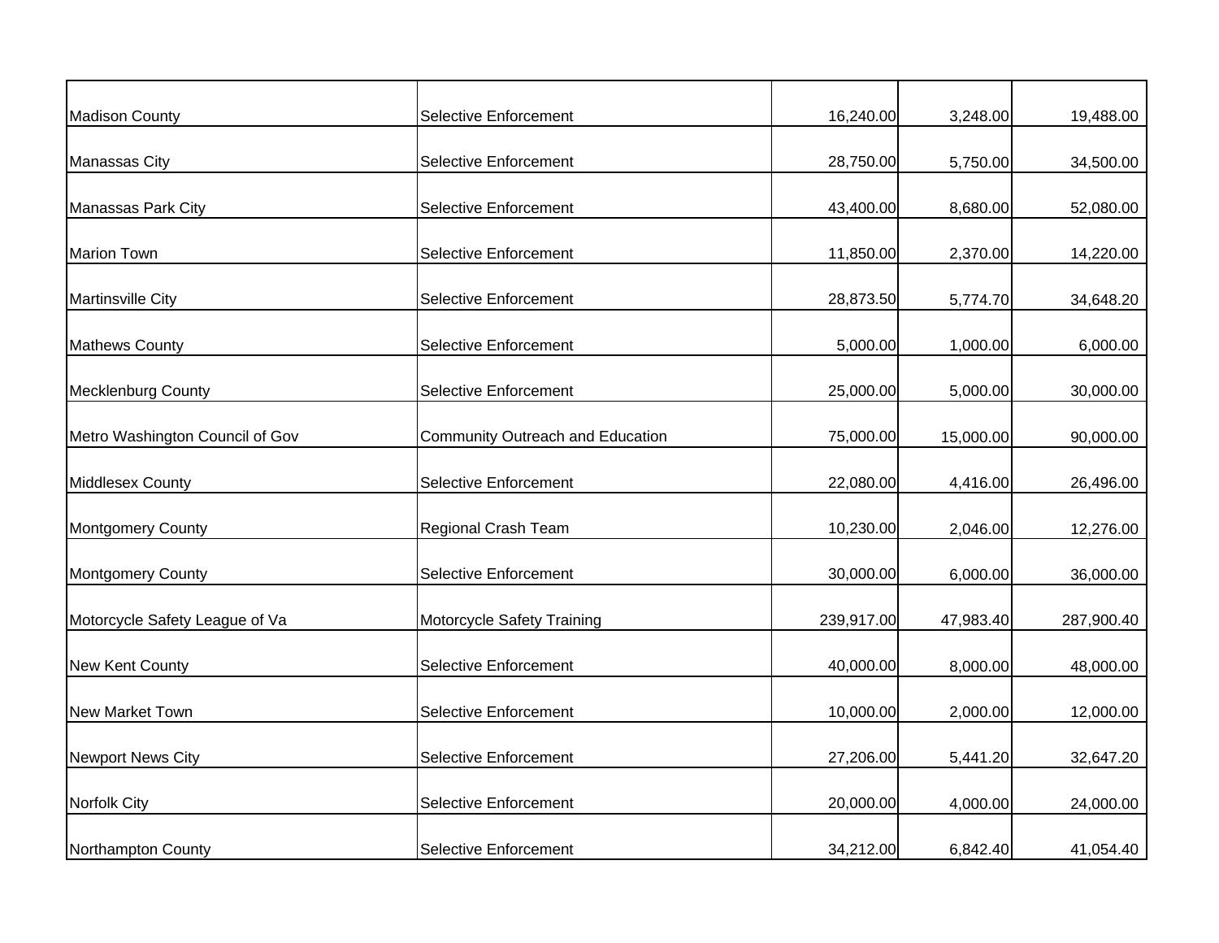| | | | | |
|---|---|---|---|---|
| Madison County | Selective Enforcement | 16,240.00 | 3,248.00 | 19,488.00 |
| Manassas City | Selective Enforcement | 28,750.00 | 5,750.00 | 34,500.00 |
| Manassas Park City | Selective Enforcement | 43,400.00 | 8,680.00 | 52,080.00 |
| Marion Town | Selective Enforcement | 11,850.00 | 2,370.00 | 14,220.00 |
| Martinsville City | Selective Enforcement | 28,873.50 | 5,774.70 | 34,648.20 |
| Mathews County | Selective Enforcement | 5,000.00 | 1,000.00 | 6,000.00 |
| Mecklenburg County | Selective Enforcement | 25,000.00 | 5,000.00 | 30,000.00 |
| Metro Washington Council of Gov | Community Outreach and Education | 75,000.00 | 15,000.00 | 90,000.00 |
| Middlesex County | Selective Enforcement | 22,080.00 | 4,416.00 | 26,496.00 |
| Montgomery County | Regional Crash Team | 10,230.00 | 2,046.00 | 12,276.00 |
| Montgomery County | Selective Enforcement | 30,000.00 | 6,000.00 | 36,000.00 |
| Motorcycle Safety League of Va | Motorcycle Safety Training | 239,917.00 | 47,983.40 | 287,900.40 |
| New Kent County | Selective Enforcement | 40,000.00 | 8,000.00 | 48,000.00 |
| New Market Town | Selective Enforcement | 10,000.00 | 2,000.00 | 12,000.00 |
| Newport News City | Selective Enforcement | 27,206.00 | 5,441.20 | 32,647.20 |
| Norfolk City | Selective Enforcement | 20,000.00 | 4,000.00 | 24,000.00 |
| Northampton County | Selective Enforcement | 34,212.00 | 6,842.40 | 41,054.40 |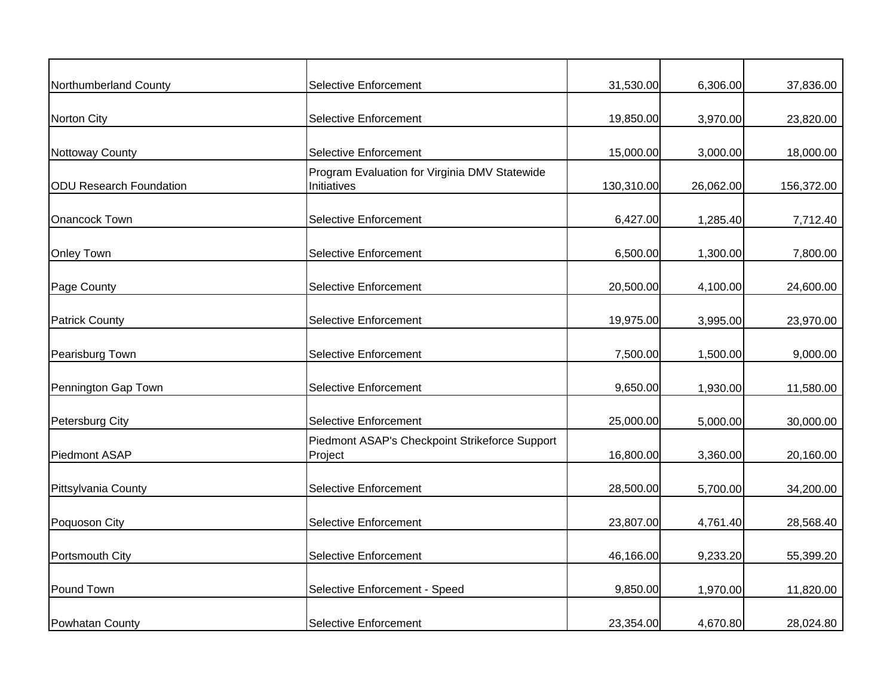| | | | | |
|---|---|---|---|---|
| Northumberland County | Selective Enforcement | 31,530.00 | 6,306.00 | 37,836.00 |
| Norton City | Selective Enforcement | 19,850.00 | 3,970.00 | 23,820.00 |
| Nottoway County | Selective Enforcement | 15,000.00 | 3,000.00 | 18,000.00 |
| ODU Research Foundation | Program Evaluation for Virginia DMV Statewide Initiatives | 130,310.00 | 26,062.00 | 156,372.00 |
| Onancock Town | Selective Enforcement | 6,427.00 | 1,285.40 | 7,712.40 |
| Onley Town | Selective Enforcement | 6,500.00 | 1,300.00 | 7,800.00 |
| Page County | Selective Enforcement | 20,500.00 | 4,100.00 | 24,600.00 |
| Patrick County | Selective Enforcement | 19,975.00 | 3,995.00 | 23,970.00 |
| Pearisburg Town | Selective Enforcement | 7,500.00 | 1,500.00 | 9,000.00 |
| Pennington Gap Town | Selective Enforcement | 9,650.00 | 1,930.00 | 11,580.00 |
| Petersburg City | Selective Enforcement | 25,000.00 | 5,000.00 | 30,000.00 |
| Piedmont ASAP | Piedmont ASAP's Checkpoint Strikeforce Support Project | 16,800.00 | 3,360.00 | 20,160.00 |
| Pittsylvania County | Selective Enforcement | 28,500.00 | 5,700.00 | 34,200.00 |
| Poquoson City | Selective Enforcement | 23,807.00 | 4,761.40 | 28,568.40 |
| Portsmouth City | Selective Enforcement | 46,166.00 | 9,233.20 | 55,399.20 |
| Pound Town | Selective Enforcement - Speed | 9,850.00 | 1,970.00 | 11,820.00 |
| Powhatan County | Selective Enforcement | 23,354.00 | 4,670.80 | 28,024.80 |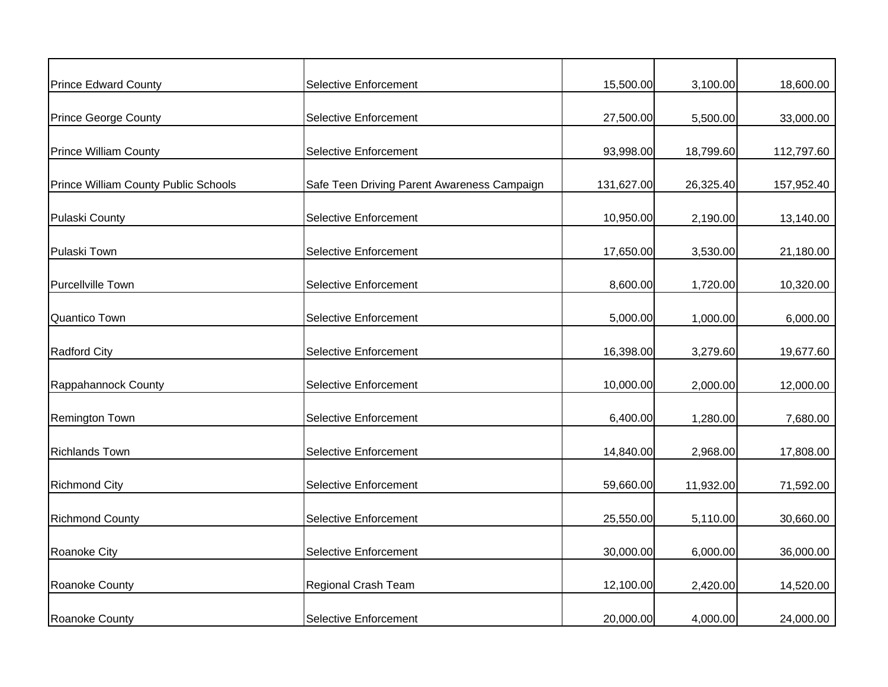| | | | | |
|---|---|---|---|---|
| Prince Edward County | Selective Enforcement | 15,500.00 | 3,100.00 | 18,600.00 |
| Prince George County | Selective Enforcement | 27,500.00 | 5,500.00 | 33,000.00 |
| Prince William County | Selective Enforcement | 93,998.00 | 18,799.60 | 112,797.60 |
| Prince William County Public Schools | Safe Teen Driving Parent Awareness Campaign | 131,627.00 | 26,325.40 | 157,952.40 |
| Pulaski County | Selective Enforcement | 10,950.00 | 2,190.00 | 13,140.00 |
| Pulaski Town | Selective Enforcement | 17,650.00 | 3,530.00 | 21,180.00 |
| Purcellville Town | Selective Enforcement | 8,600.00 | 1,720.00 | 10,320.00 |
| Quantico Town | Selective Enforcement | 5,000.00 | 1,000.00 | 6,000.00 |
| Radford City | Selective Enforcement | 16,398.00 | 3,279.60 | 19,677.60 |
| Rappahannock County | Selective Enforcement | 10,000.00 | 2,000.00 | 12,000.00 |
| Remington Town | Selective Enforcement | 6,400.00 | 1,280.00 | 7,680.00 |
| Richlands Town | Selective Enforcement | 14,840.00 | 2,968.00 | 17,808.00 |
| Richmond City | Selective Enforcement | 59,660.00 | 11,932.00 | 71,592.00 |
| Richmond County | Selective Enforcement | 25,550.00 | 5,110.00 | 30,660.00 |
| Roanoke City | Selective Enforcement | 30,000.00 | 6,000.00 | 36,000.00 |
| Roanoke County | Regional Crash Team | 12,100.00 | 2,420.00 | 14,520.00 |
| Roanoke County | Selective Enforcement | 20,000.00 | 4,000.00 | 24,000.00 |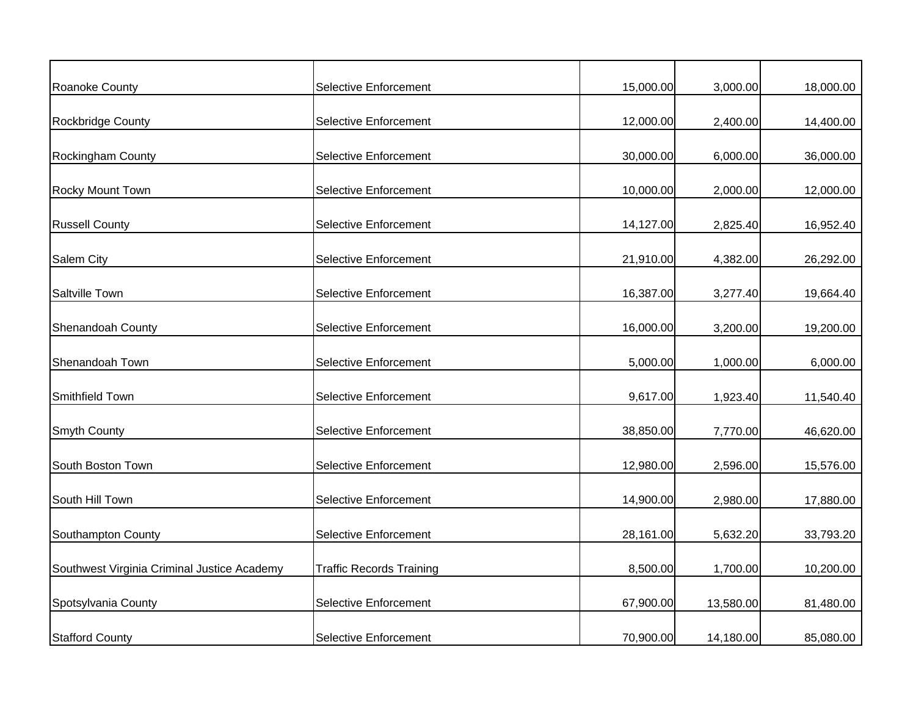| | | | | |
|---|---|---|---|---|
| Roanoke County | Selective Enforcement | 15,000.00 | 3,000.00 | 18,000.00 |
| Rockbridge County | Selective Enforcement | 12,000.00 | 2,400.00 | 14,400.00 |
| Rockingham County | Selective Enforcement | 30,000.00 | 6,000.00 | 36,000.00 |
| Rocky Mount Town | Selective Enforcement | 10,000.00 | 2,000.00 | 12,000.00 |
| Russell County | Selective Enforcement | 14,127.00 | 2,825.40 | 16,952.40 |
| Salem City | Selective Enforcement | 21,910.00 | 4,382.00 | 26,292.00 |
| Saltville Town | Selective Enforcement | 16,387.00 | 3,277.40 | 19,664.40 |
| Shenandoah County | Selective Enforcement | 16,000.00 | 3,200.00 | 19,200.00 |
| Shenandoah Town | Selective Enforcement | 5,000.00 | 1,000.00 | 6,000.00 |
| Smithfield Town | Selective Enforcement | 9,617.00 | 1,923.40 | 11,540.40 |
| Smyth County | Selective Enforcement | 38,850.00 | 7,770.00 | 46,620.00 |
| South Boston Town | Selective Enforcement | 12,980.00 | 2,596.00 | 15,576.00 |
| South Hill Town | Selective Enforcement | 14,900.00 | 2,980.00 | 17,880.00 |
| Southampton County | Selective Enforcement | 28,161.00 | 5,632.20 | 33,793.20 |
| Southwest Virginia Criminal Justice Academy | Traffic Records Training | 8,500.00 | 1,700.00 | 10,200.00 |
| Spotsylvania County | Selective Enforcement | 67,900.00 | 13,580.00 | 81,480.00 |
| Stafford County | Selective Enforcement | 70,900.00 | 14,180.00 | 85,080.00 |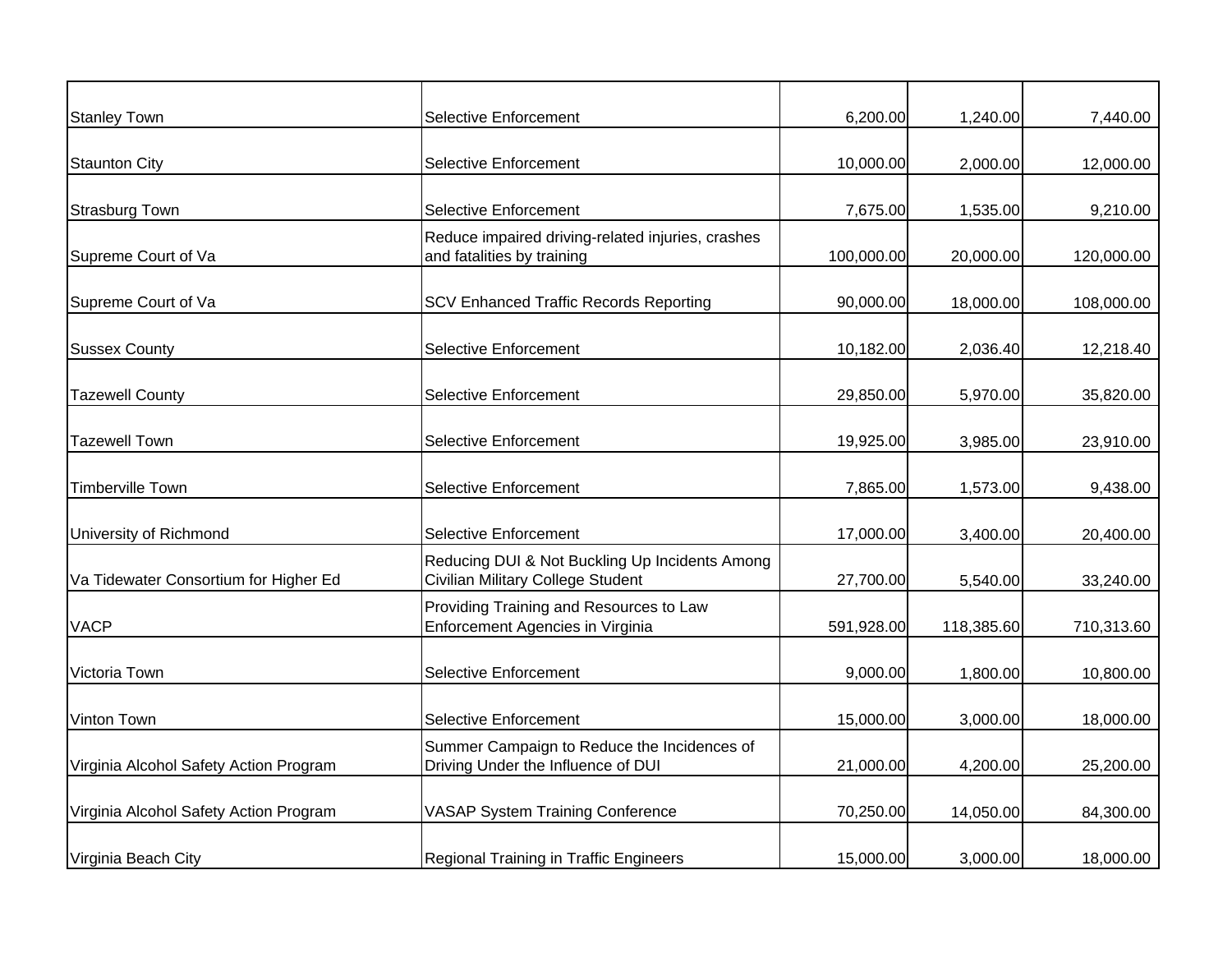| | | | | |
|---|---|---|---|---|
| Stanley Town | Selective Enforcement | 6,200.00 | 1,240.00 | 7,440.00 |
| Staunton City | Selective Enforcement | 10,000.00 | 2,000.00 | 12,000.00 |
| Strasburg Town | Selective Enforcement | 7,675.00 | 1,535.00 | 9,210.00 |
| Supreme Court of Va | Reduce impaired driving-related injuries, crashes and fatalities by training | 100,000.00 | 20,000.00 | 120,000.00 |
| Supreme Court of Va | SCV Enhanced Traffic Records Reporting | 90,000.00 | 18,000.00 | 108,000.00 |
| Sussex County | Selective Enforcement | 10,182.00 | 2,036.40 | 12,218.40 |
| Tazewell County | Selective Enforcement | 29,850.00 | 5,970.00 | 35,820.00 |
| Tazewell Town | Selective Enforcement | 19,925.00 | 3,985.00 | 23,910.00 |
| Timberville Town | Selective Enforcement | 7,865.00 | 1,573.00 | 9,438.00 |
| University of Richmond | Selective Enforcement | 17,000.00 | 3,400.00 | 20,400.00 |
| Va Tidewater Consortium for Higher Ed | Reducing DUI & Not Buckling Up Incidents Among Civilian Military College Student | 27,700.00 | 5,540.00 | 33,240.00 |
| VACP | Providing Training and Resources to Law Enforcement Agencies in Virginia | 591,928.00 | 118,385.60 | 710,313.60 |
| Victoria Town | Selective Enforcement | 9,000.00 | 1,800.00 | 10,800.00 |
| Vinton Town | Selective Enforcement | 15,000.00 | 3,000.00 | 18,000.00 |
| Virginia Alcohol Safety Action Program | Summer Campaign to Reduce the Incidences of Driving Under the Influence of DUI | 21,000.00 | 4,200.00 | 25,200.00 |
| Virginia Alcohol Safety Action Program | VASAP System Training Conference | 70,250.00 | 14,050.00 | 84,300.00 |
| Virginia Beach City | Regional Training in Traffic Engineers | 15,000.00 | 3,000.00 | 18,000.00 |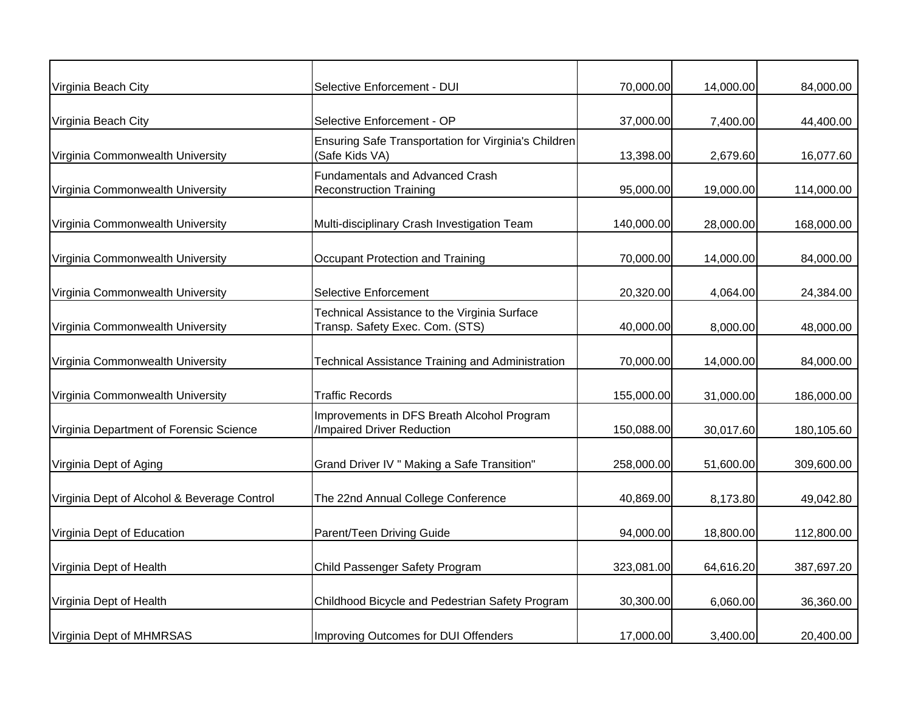| | | | | |
|---|---|---|---|---|
| Virginia Beach City | Selective Enforcement - DUI | 70,000.00 | 14,000.00 | 84,000.00 |
| Virginia Beach City | Selective Enforcement - OP | 37,000.00 | 7,400.00 | 44,400.00 |
| Virginia Commonwealth University | Ensuring Safe Transportation for Virginia's Children (Safe Kids VA) | 13,398.00 | 2,679.60 | 16,077.60 |
| Virginia Commonwealth University | Fundamentals and Advanced Crash Reconstruction Training | 95,000.00 | 19,000.00 | 114,000.00 |
| Virginia Commonwealth University | Multi-disciplinary Crash Investigation Team | 140,000.00 | 28,000.00 | 168,000.00 |
| Virginia Commonwealth University | Occupant Protection and Training | 70,000.00 | 14,000.00 | 84,000.00 |
| Virginia Commonwealth University | Selective Enforcement | 20,320.00 | 4,064.00 | 24,384.00 |
| Virginia Commonwealth University | Technical Assistance to the Virginia Surface Transp. Safety Exec. Com. (STS) | 40,000.00 | 8,000.00 | 48,000.00 |
| Virginia Commonwealth University | Technical Assistance Training and Administration | 70,000.00 | 14,000.00 | 84,000.00 |
| Virginia Commonwealth University | Traffic Records | 155,000.00 | 31,000.00 | 186,000.00 |
| Virginia Department of Forensic Science | Improvements in DFS Breath Alcohol Program /Impaired Driver Reduction | 150,088.00 | 30,017.60 | 180,105.60 |
| Virginia Dept of Aging | Grand Driver IV " Making a Safe Transition" | 258,000.00 | 51,600.00 | 309,600.00 |
| Virginia Dept of Alcohol & Beverage Control | The 22nd Annual College Conference | 40,869.00 | 8,173.80 | 49,042.80 |
| Virginia Dept of Education | Parent/Teen Driving Guide | 94,000.00 | 18,800.00 | 112,800.00 |
| Virginia Dept of Health | Child Passenger Safety Program | 323,081.00 | 64,616.20 | 387,697.20 |
| Virginia Dept of Health | Childhood Bicycle and Pedestrian Safety Program | 30,300.00 | 6,060.00 | 36,360.00 |
| Virginia Dept of MHMRSAS | Improving Outcomes for DUI Offenders | 17,000.00 | 3,400.00 | 20,400.00 |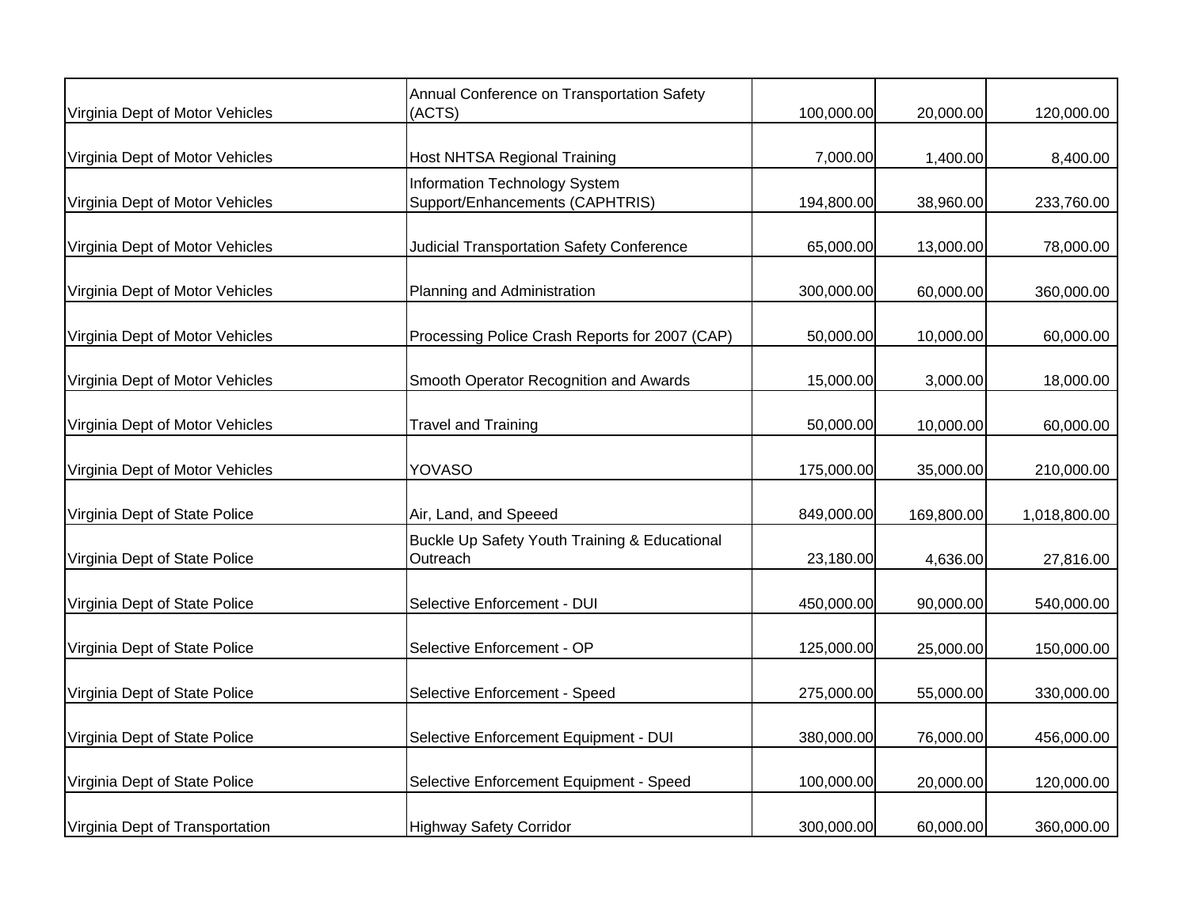| | | | | |
|---|---|---|---|---|
| Virginia Dept of Motor Vehicles | Annual Conference on Transportation Safety (ACTS) | 100,000.00 | 20,000.00 | 120,000.00 |
| Virginia Dept of Motor Vehicles | Host NHTSA Regional Training | 7,000.00 | 1,400.00 | 8,400.00 |
| Virginia Dept of Motor Vehicles | Information Technology System Support/Enhancements (CAPHTRIS) | 194,800.00 | 38,960.00 | 233,760.00 |
| Virginia Dept of Motor Vehicles | Judicial Transportation Safety Conference | 65,000.00 | 13,000.00 | 78,000.00 |
| Virginia Dept of Motor Vehicles | Planning and Administration | 300,000.00 | 60,000.00 | 360,000.00 |
| Virginia Dept of Motor Vehicles | Processing Police Crash Reports for 2007 (CAP) | 50,000.00 | 10,000.00 | 60,000.00 |
| Virginia Dept of Motor Vehicles | Smooth Operator Recognition and Awards | 15,000.00 | 3,000.00 | 18,000.00 |
| Virginia Dept of Motor Vehicles | Travel and Training | 50,000.00 | 10,000.00 | 60,000.00 |
| Virginia Dept of Motor Vehicles | YOVASO | 175,000.00 | 35,000.00 | 210,000.00 |
| Virginia Dept of State Police | Air, Land, and Speeed | 849,000.00 | 169,800.00 | 1,018,800.00 |
| Virginia Dept of State Police | Buckle Up Safety Youth Training & Educational Outreach | 23,180.00 | 4,636.00 | 27,816.00 |
| Virginia Dept of State Police | Selective Enforcement - DUI | 450,000.00 | 90,000.00 | 540,000.00 |
| Virginia Dept of State Police | Selective Enforcement - OP | 125,000.00 | 25,000.00 | 150,000.00 |
| Virginia Dept of State Police | Selective Enforcement - Speed | 275,000.00 | 55,000.00 | 330,000.00 |
| Virginia Dept of State Police | Selective Enforcement Equipment - DUI | 380,000.00 | 76,000.00 | 456,000.00 |
| Virginia Dept of State Police | Selective Enforcement Equipment - Speed | 100,000.00 | 20,000.00 | 120,000.00 |
| Virginia Dept of Transportation | Highway Safety Corridor | 300,000.00 | 60,000.00 | 360,000.00 |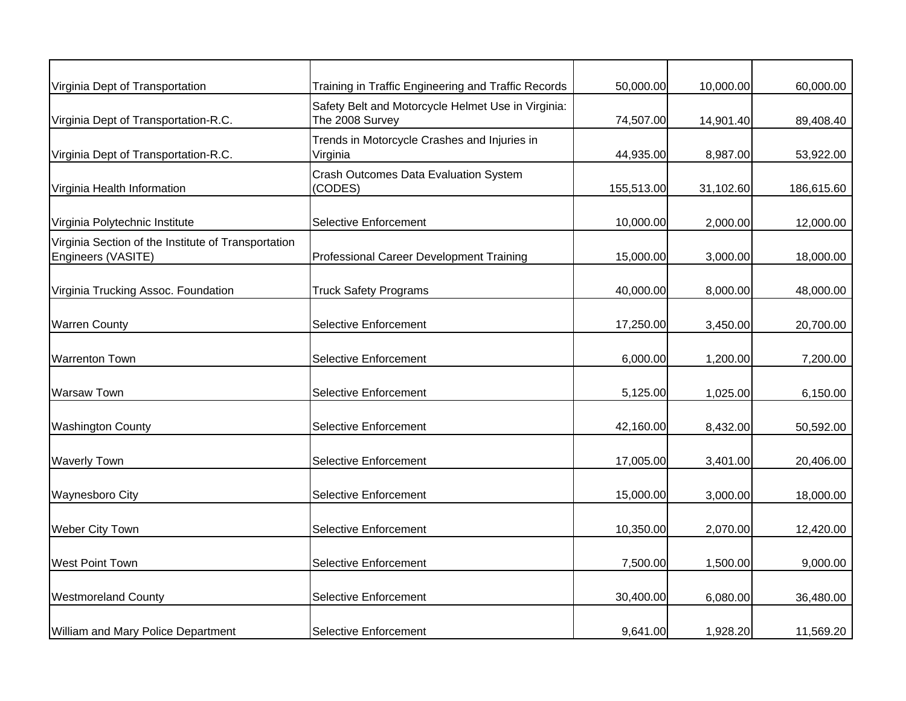| | | | | |
|---|---|---|---|---|
| Virginia Dept of Transportation | Training in Traffic Engineering and Traffic Records | 50,000.00 | 10,000.00 | 60,000.00 |
| Virginia Dept of Transportation-R.C. | Safety Belt and Motorcycle Helmet Use in Virginia: The 2008 Survey | 74,507.00 | 14,901.40 | 89,408.40 |
| Virginia Dept of Transportation-R.C. | Trends in Motorcycle Crashes and Injuries in Virginia | 44,935.00 | 8,987.00 | 53,922.00 |
| Virginia Health Information | Crash Outcomes Data Evaluation System (CODES) | 155,513.00 | 31,102.60 | 186,615.60 |
| Virginia Polytechnic Institute | Selective Enforcement | 10,000.00 | 2,000.00 | 12,000.00 |
| Virginia Section of the Institute of Transportation Engineers (VASITE) | Professional Career Development Training | 15,000.00 | 3,000.00 | 18,000.00 |
| Virginia Trucking Assoc. Foundation | Truck Safety Programs | 40,000.00 | 8,000.00 | 48,000.00 |
| Warren County | Selective Enforcement | 17,250.00 | 3,450.00 | 20,700.00 |
| Warrenton Town | Selective Enforcement | 6,000.00 | 1,200.00 | 7,200.00 |
| Warsaw Town | Selective Enforcement | 5,125.00 | 1,025.00 | 6,150.00 |
| Washington County | Selective Enforcement | 42,160.00 | 8,432.00 | 50,592.00 |
| Waverly Town | Selective Enforcement | 17,005.00 | 3,401.00 | 20,406.00 |
| Waynesboro City | Selective Enforcement | 15,000.00 | 3,000.00 | 18,000.00 |
| Weber City Town | Selective Enforcement | 10,350.00 | 2,070.00 | 12,420.00 |
| West Point Town | Selective Enforcement | 7,500.00 | 1,500.00 | 9,000.00 |
| Westmoreland County | Selective Enforcement | 30,400.00 | 6,080.00 | 36,480.00 |
| William and Mary Police Department | Selective Enforcement | 9,641.00 | 1,928.20 | 11,569.20 |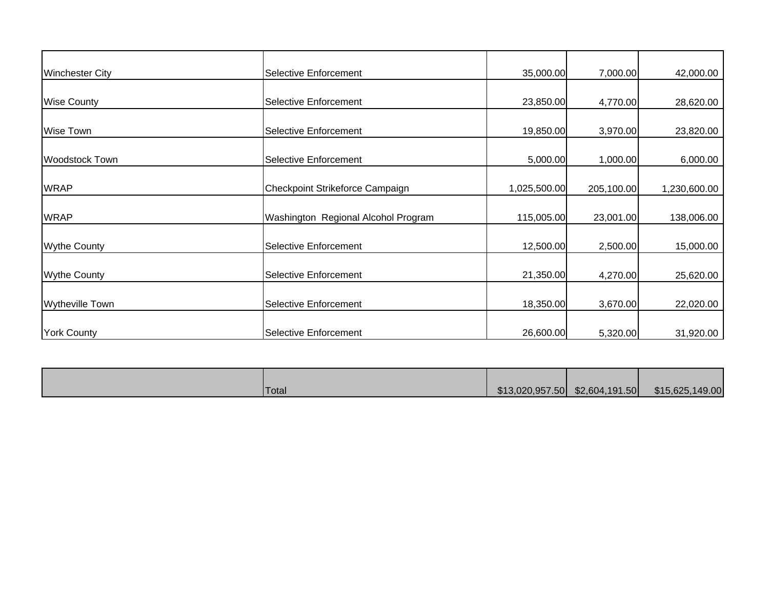| | | | | |
|---|---|---|---|---|
| Winchester City | Selective Enforcement | 35,000.00 | 7,000.00 | 42,000.00 |
| Wise County | Selective Enforcement | 23,850.00 | 4,770.00 | 28,620.00 |
| Wise Town | Selective Enforcement | 19,850.00 | 3,970.00 | 23,820.00 |
| Woodstock Town | Selective Enforcement | 5,000.00 | 1,000.00 | 6,000.00 |
| WRAP | Checkpoint Strikeforce Campaign | 1,025,500.00 | 205,100.00 | 1,230,600.00 |
| WRAP | Washington Regional Alcohol Program | 115,005.00 | 23,001.00 | 138,006.00 |
| Wythe County | Selective Enforcement | 12,500.00 | 2,500.00 | 15,000.00 |
| Wythe County | Selective Enforcement | 21,350.00 | 4,270.00 | 25,620.00 |
| Wytheville Town | Selective Enforcement | 18,350.00 | 3,670.00 | 22,020.00 |
| York County | Selective Enforcement | 26,600.00 | 5,320.00 | 31,920.00 |
| | Total | $13,020,957.50 | $2,604,191.50 | $15,625,149.00 |